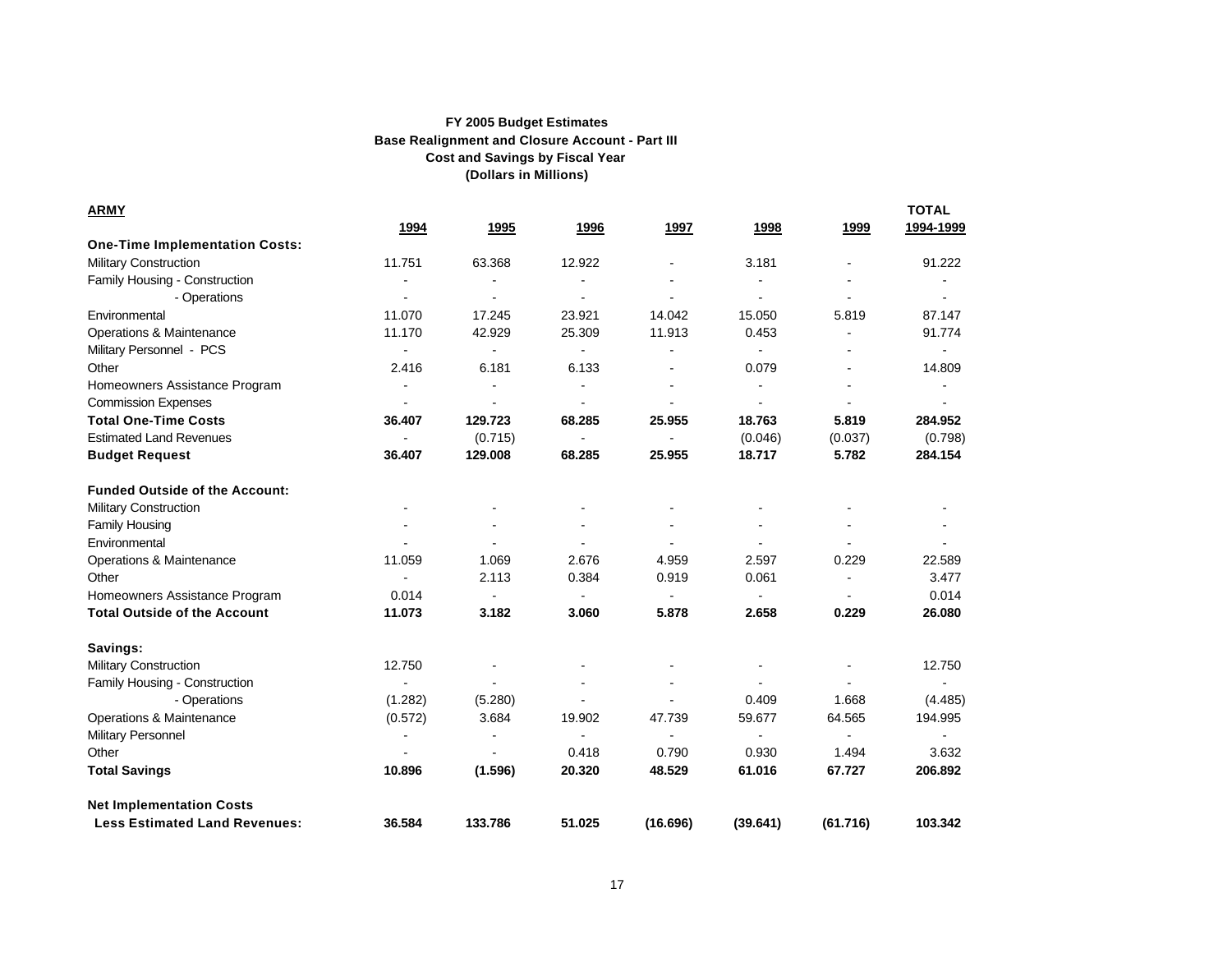**FY 2005 Budget Estimates**
**Base Realignment and Closure Account - Part III**
**Cost and Savings by Fiscal Year**
**(Dollars in Millions)**

| ARMY | 1994 | 1995 | 1996 | 1997 | 1998 | 1999 | TOTAL 1994-1999 |
|---|---|---|---|---|---|---|---|
| **One-Time Implementation Costs:** | | | | | | | |
| Military Construction | 11.751 | 63.368 | 12.922 | - | 3.181 | - | 91.222 |
| Family Housing - Construction | - | - | - | - | - | - | - |
| - Operations | - | - | - | - | - | - | - |
| Environmental | 11.070 | 17.245 | 23.921 | 14.042 | 15.050 | 5.819 | 87.147 |
| Operations & Maintenance | 11.170 | 42.929 | 25.309 | 11.913 | 0.453 | - | 91.774 |
| Military Personnel - PCS | - | - | - | - | - | - | - |
| Other | 2.416 | 6.181 | 6.133 | - | 0.079 | - | 14.809 |
| Homeowners Assistance Program | - | - | - | - | - | - | - |
| Commission Expenses | - | - | - | - | - | - | - |
| **Total One-Time Costs** | **36.407** | **129.723** | **68.285** | **25.955** | **18.763** | **5.819** | **284.952** |
| Estimated Land Revenues | - | (0.715) | - | - | (0.046) | (0.037) | (0.798) |
| **Budget Request** | **36.407** | **129.008** | **68.285** | **25.955** | **18.717** | **5.782** | **284.154** |
| | | | | | | | |
| **Funded Outside of the Account:** | | | | | | | |
| Military Construction | - | - | - | - | - | - | - |
| Family Housing | - | - | - | - | - | - | - |
| Environmental | - | - | - | - | - | - | - |
| Operations & Maintenance | 11.059 | 1.069 | 2.676 | 4.959 | 2.597 | 0.229 | 22.589 |
| Other | - | 2.113 | 0.384 | 0.919 | 0.061 | - | 3.477 |
| Homeowners Assistance Program | 0.014 | - | - | - | - | - | 0.014 |
| **Total Outside of the Account** | **11.073** | **3.182** | **3.060** | **5.878** | **2.658** | **0.229** | **26.080** |
| | | | | | | | |
| **Savings:** | | | | | | | |
| Military Construction | 12.750 | - | - | - | - | - | 12.750 |
| Family Housing - Construction | - | - | - | - | - | - | - |
| - Operations | (1.282) | (5.280) | - | - | 0.409 | 1.668 | (4.485) |
| Operations & Maintenance | (0.572) | 3.684 | 19.902 | 47.739 | 59.677 | 64.565 | 194.995 |
| Military Personnel | - | - | - | - | - | - | - |
| Other | - | - | 0.418 | 0.790 | 0.930 | 1.494 | 3.632 |
| **Total Savings** | **10.896** | **(1.596)** | **20.320** | **48.529** | **61.016** | **67.727** | **206.892** |
| | | | | | | | |
| **Net Implementation Costs Less Estimated Land Revenues:** | **36.584** | **133.786** | **51.025** | **(16.696)** | **(39.641)** | **(61.716)** | **103.342** |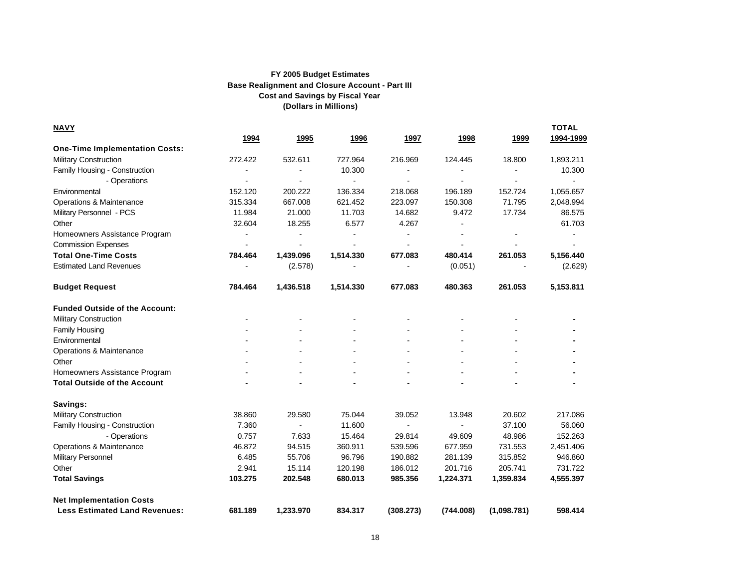# FY 2005 Budget Estimates
## Base Realignment and Closure Account - Part III
## Cost and Savings by Fiscal Year
## (Dollars in Millions)

| NAVY | 1994 | 1995 | 1996 | 1997 | 1998 | 1999 | TOTAL 1994-1999 |
|---|---|---|---|---|---|---|---|
| **One-Time Implementation Costs:** | | | | | | | |
| Military Construction | 272.422 | 532.611 | 727.964 | 216.969 | 124.445 | 18.800 | 1,893.211 |
| Family Housing - Construction | - | - | 10.300 | - | - | - | 10.300 |
| - Operations | - | - | - | - | - | - | - |
| Environmental | 152.120 | 200.222 | 136.334 | 218.068 | 196.189 | 152.724 | 1,055.657 |
| Operations & Maintenance | 315.334 | 667.008 | 621.452 | 223.097 | 150.308 | 71.795 | 2,048.994 |
| Military Personnel - PCS | 11.984 | 21.000 | 11.703 | 14.682 | 9.472 | 17.734 | 86.575 |
| Other | 32.604 | 18.255 | 6.577 | 4.267 | - | | 61.703 |
| Homeowners Assistance Program | - | - | - | - | - | - | - |
| Commission Expenses | - | - | - | - | - | - | - |
| **Total One-Time Costs** | **784.464** | **1,439.096** | **1,514.330** | **677.083** | **480.414** | **261.053** | **5,156.440** |
| Estimated Land Revenues | - | (2.578) | - | - | (0.051) | - | (2.629) |
| **Budget Request** | **784.464** | **1,436.518** | **1,514.330** | **677.083** | **480.363** | **261.053** | **5,153.811** |
| **Funded Outside of the Account:** | | | | | | | |
| Military Construction | - | - | - | - | - | - | **-** |
| Family Housing | - | - | - | - | - | - | **-** |
| Environmental | - | - | - | - | - | - | **-** |
| Operations & Maintenance | - | - | - | - | - | - | **-** |
| Other | - | - | - | - | - | - | **-** |
| Homeowners Assistance Program | - | - | - | - | - | - | **-** |
| **Total Outside of the Account** | **-** | **-** | **-** | **-** | **-** | **-** | **-** |
| **Savings:** | | | | | | | |
| Military Construction | 38.860 | 29.580 | 75.044 | 39.052 | 13.948 | 20.602 | 217.086 |
| Family Housing - Construction | 7.360 | - | 11.600 | - | - | 37.100 | 56.060 |
| - Operations | 0.757 | 7.633 | 15.464 | 29.814 | 49.609 | 48.986 | 152.263 |
| Operations & Maintenance | 46.872 | 94.515 | 360.911 | 539.596 | 677.959 | 731.553 | 2,451.406 |
| Military Personnel | 6.485 | 55.706 | 96.796 | 190.882 | 281.139 | 315.852 | 946.860 |
| Other | 2.941 | 15.114 | 120.198 | 186.012 | 201.716 | 205.741 | 731.722 |
| **Total Savings** | **103.275** | **202.548** | **680.013** | **985.356** | **1,224.371** | **1,359.834** | **4,555.397** |
| **Net Implementation Costs Less Estimated Land Revenues:** | **681.189** | **1,233.970** | **834.317** | **(308.273)** | **(744.008)** | **(1,098.781)** | **598.414** |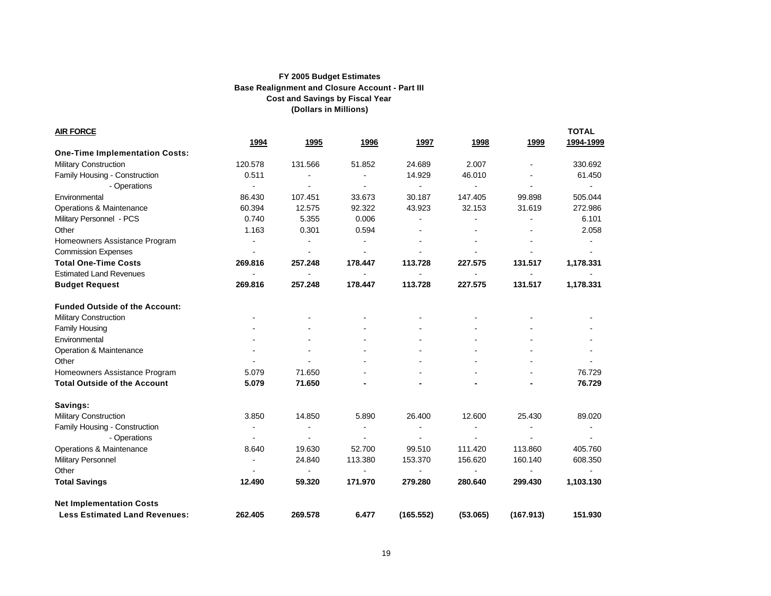**FY 2005 Budget Estimates**
**Base Realignment and Closure Account - Part III**
**Cost and Savings by Fiscal Year**
**(Dollars in Millions)**

| AIR FORCE | 1994 | 1995 | 1996 | 1997 | 1998 | 1999 | TOTAL 1994-1999 |
|---|---|---|---|---|---|---|---|
| **One-Time Implementation Costs:** | | | | | | | |
| Military Construction | 120.578 | 131.566 | 51.852 | 24.689 | 2.007 | - | 330.692 |
| Family Housing - Construction | 0.511 | - | - | 14.929 | 46.010 | - | 61.450 |
| - Operations | - | - | - | - | - | - | - |
| Environmental | 86.430 | 107.451 | 33.673 | 30.187 | 147.405 | 99.898 | 505.044 |
| Operations & Maintenance | 60.394 | 12.575 | 92.322 | 43.923 | 32.153 | 31.619 | 272.986 |
| Military Personnel - PCS | 0.740 | 5.355 | 0.006 | - | - | - | 6.101 |
| Other | 1.163 | 0.301 | 0.594 | - | - | - | 2.058 |
| Homeowners Assistance Program | - | - | - | - | - | - | - |
| Commission Expenses | - | - | - | - | - | - | - |
| **Total One-Time Costs** | **269.816** | **257.248** | **178.447** | **113.728** | **227.575** | **131.517** | **1,178.331** |
| Estimated Land Revenues | - | - | - | - | - | - | - |
| **Budget Request** | **269.816** | **257.248** | **178.447** | **113.728** | **227.575** | **131.517** | **1,178.331** |
| **Funded Outside of the Account:** | | | | | | | |
| Military Construction | - | - | - | - | - | - | - |
| Family Housing | - | - | - | - | - | - | - |
| Environmental | - | - | - | - | - | - | - |
| Operation & Maintenance | - | - | - | - | - | - | - |
| Other | - | - | - | - | - | - | - |
| Homeowners Assistance Program | 5.079 | 71.650 | - | - | - | - | 76.729 |
| **Total Outside of the Account** | **5.079** | **71.650** | **-** | **-** | **-** | **-** | **76.729** |
| **Savings:** | | | | | | | |
| Military Construction | 3.850 | 14.850 | 5.890 | 26.400 | 12.600 | 25.430 | 89.020 |
| Family Housing - Construction | - | - | - | - | - | - | - |
| - Operations | - | - | - | - | - | - | - |
| Operations & Maintenance | 8.640 | 19.630 | 52.700 | 99.510 | 111.420 | 113.860 | 405.760 |
| Military Personnel | - | 24.840 | 113.380 | 153.370 | 156.620 | 160.140 | 608.350 |
| Other | - | - | - | - | - | - | - |
| **Total Savings** | **12.490** | **59.320** | **171.970** | **279.280** | **280.640** | **299.430** | **1,103.130** |
| **Net Implementation Costs Less Estimated Land Revenues:** | **262.405** | **269.578** | **6.477** | **(165.552)** | **(53.065)** | **(167.913)** | **151.930** |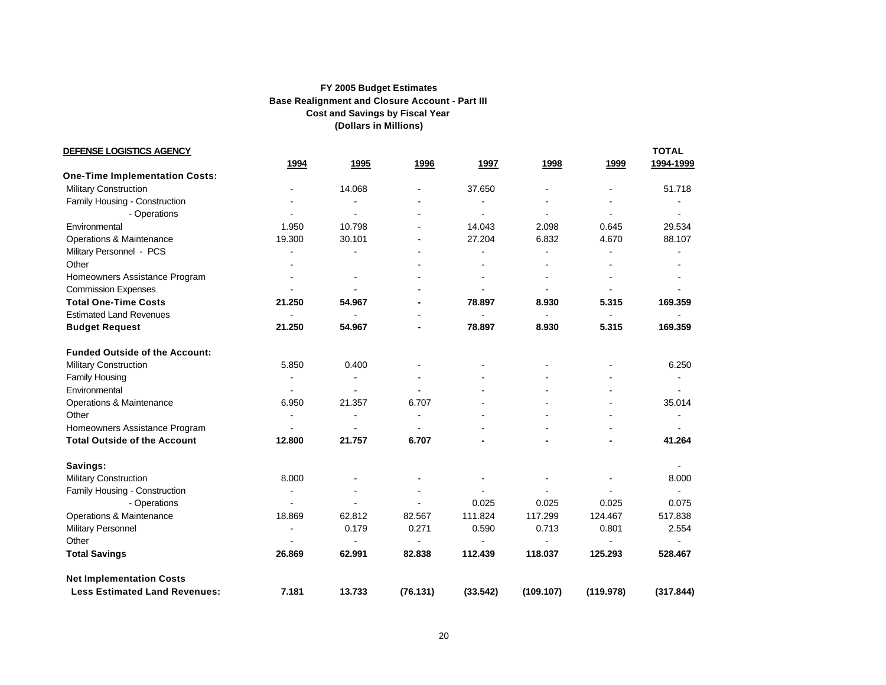**FY 2005 Budget Estimates**
**Base Realignment and Closure Account - Part III**
**Cost and Savings by Fiscal Year**
**(Dollars in Millions)**

| DEFENSE LOGISTICS AGENCY | 1994 | 1995 | 1996 | 1997 | 1998 | 1999 | TOTAL 1994-1999 |
|---|---|---|---|---|---|---|---|
| **One-Time Implementation Costs:** | | | | | | | |
| Military Construction | - | 14.068 | - | 37.650 | - | - | 51.718 |
| Family Housing - Construction | - | - | - | - | - | - | - |
| - Operations | - | - | - | - | - | - | - |
| Environmental | 1.950 | 10.798 | - | 14.043 | 2.098 | 0.645 | 29.534 |
| Operations & Maintenance | 19.300 | 30.101 | - | 27.204 | 6.832 | 4.670 | 88.107 |
| Military Personnel - PCS | - | - | - | - | - | - | - |
| Other | - | | - | - | - | - | - |
| Homeowners Assistance Program | - | - | - | - | - | - | - |
| Commission Expenses | - | - | - | - | - | - | - |
| **Total One-Time Costs** | **21.250** | **54.967** | **-** | **78.897** | **8.930** | **5.315** | **169.359** |
| Estimated Land Revenues | - | - | - | - | - | - | - |
| **Budget Request** | **21.250** | **54.967** | **-** | **78.897** | **8.930** | **5.315** | **169.359** |
| | | | | | | | |
| **Funded Outside of the Account:** | | | | | | | |
| Military Construction | 5.850 | 0.400 | - | - | - | - | 6.250 |
| Family Housing | - | - | - | - | - | - | - |
| Environmental | - | - | - | - | - | - | - |
| Operations & Maintenance | 6.950 | 21.357 | 6.707 | - | - | - | 35.014 |
| Other | - | - | - | - | - | - | - |
| Homeowners Assistance Program | - | - | - | - | - | - | - |
| **Total Outside of the Account** | **12.800** | **21.757** | **6.707** | **-** | **-** | **-** | **41.264** |
| | | | | | | | |
| **Savings:** | | | | | | | - |
| Military Construction | 8.000 | - | - | - | - | - | 8.000 |
| Family Housing - Construction | - | - | - | - | - | - | - |
| - Operations | - | - | - | 0.025 | 0.025 | 0.025 | 0.075 |
| Operations & Maintenance | 18.869 | 62.812 | 82.567 | 111.824 | 117.299 | 124.467 | 517.838 |
| Military Personnel | - | 0.179 | 0.271 | 0.590 | 0.713 | 0.801 | 2.554 |
| Other | - | - | - | - | - | - | - |
| **Total Savings** | **26.869** | **62.991** | **82.838** | **112.439** | **118.037** | **125.293** | **528.467** |
| | | | | | | | |
| **Net Implementation Costs Less Estimated Land Revenues:** | **7.181** | **13.733** | **(76.131)** | **(33.542)** | **(109.107)** | **(119.978)** | **(317.844)** |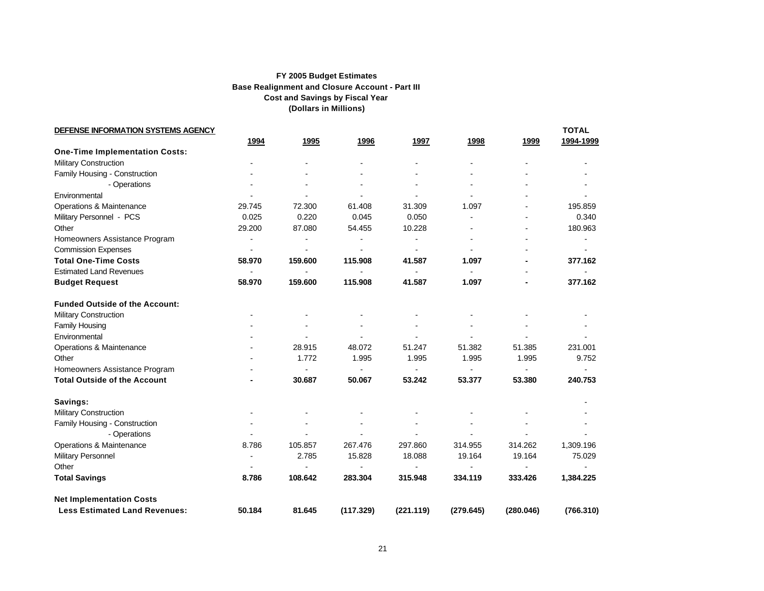**FY 2005 Budget Estimates**
**Base Realignment and Closure Account - Part III**
**Cost and Savings by Fiscal Year**
**(Dollars in Millions)**

| DEFENSE INFORMATION SYSTEMS AGENCY | 1994 | 1995 | 1996 | 1997 | 1998 | 1999 | TOTAL 1994-1999 |
|---|---|---|---|---|---|---|---|
| **One-Time Implementation Costs:** | | | | | | | |
| Military Construction | - | - | - | - | - | - | - |
| Family Housing - Construction | - | - | - | - | - | - | - |
| - Operations | - | - | - | - | - | - | - |
| Environmental | - | - | - | - | - | - | - |
| Operations & Maintenance | 29.745 | 72.300 | 61.408 | 31.309 | 1.097 | - | 195.859 |
| Military Personnel - PCS | 0.025 | 0.220 | 0.045 | 0.050 | - | - | 0.340 |
| Other | 29.200 | 87.080 | 54.455 | 10.228 | - | - | 180.963 |
| Homeowners Assistance Program | - | - | - | - | - | - | - |
| Commission Expenses | - | - | - | - | - | - | - |
| **Total One-Time Costs** | **58.970** | **159.600** | **115.908** | **41.587** | **1.097** | **-** | **377.162** |
| Estimated Land Revenues | - | - | - | - | - | - | - |
| **Budget Request** | **58.970** | **159.600** | **115.908** | **41.587** | **1.097** | **-** | **377.162** |
| | | | | | | | |
| **Funded Outside of the Account:** | | | | | | | |
| Military Construction | - | - | - | - | - | - | - |
| Family Housing | - | - | - | - | - | - | - |
| Environmental | - | - | - | - | - | - | - |
| Operations & Maintenance | - | 28.915 | 48.072 | 51.247 | 51.382 | 51.385 | 231.001 |
| Other | - | 1.772 | 1.995 | 1.995 | 1.995 | 1.995 | 9.752 |
| Homeowners Assistance Program | - | - | - | - | - | - | - |
| **Total Outside of the Account** | **-** | **30.687** | **50.067** | **53.242** | **53.377** | **53.380** | **240.753** |
| | | | | | | | |
| **Savings:** | | | | | | | - |
| Military Construction | - | - | - | - | - | - | - |
| Family Housing - Construction | - | - | - | - | - | - | - |
| - Operations | - | - | - | - | - | - | - |
| Operations & Maintenance | 8.786 | 105.857 | 267.476 | 297.860 | 314.955 | 314.262 | 1,309.196 |
| Military Personnel | - | 2.785 | 15.828 | 18.088 | 19.164 | 19.164 | 75.029 |
| Other | - | - | - | - | - | - | - |
| **Total Savings** | **8.786** | **108.642** | **283.304** | **315.948** | **334.119** | **333.426** | **1,384.225** |
| | | | | | | | |
| **Net Implementation Costs Less Estimated Land Revenues:** | **50.184** | **81.645** | **(117.329)** | **(221.119)** | **(279.645)** | **(280.046)** | **(766.310)** |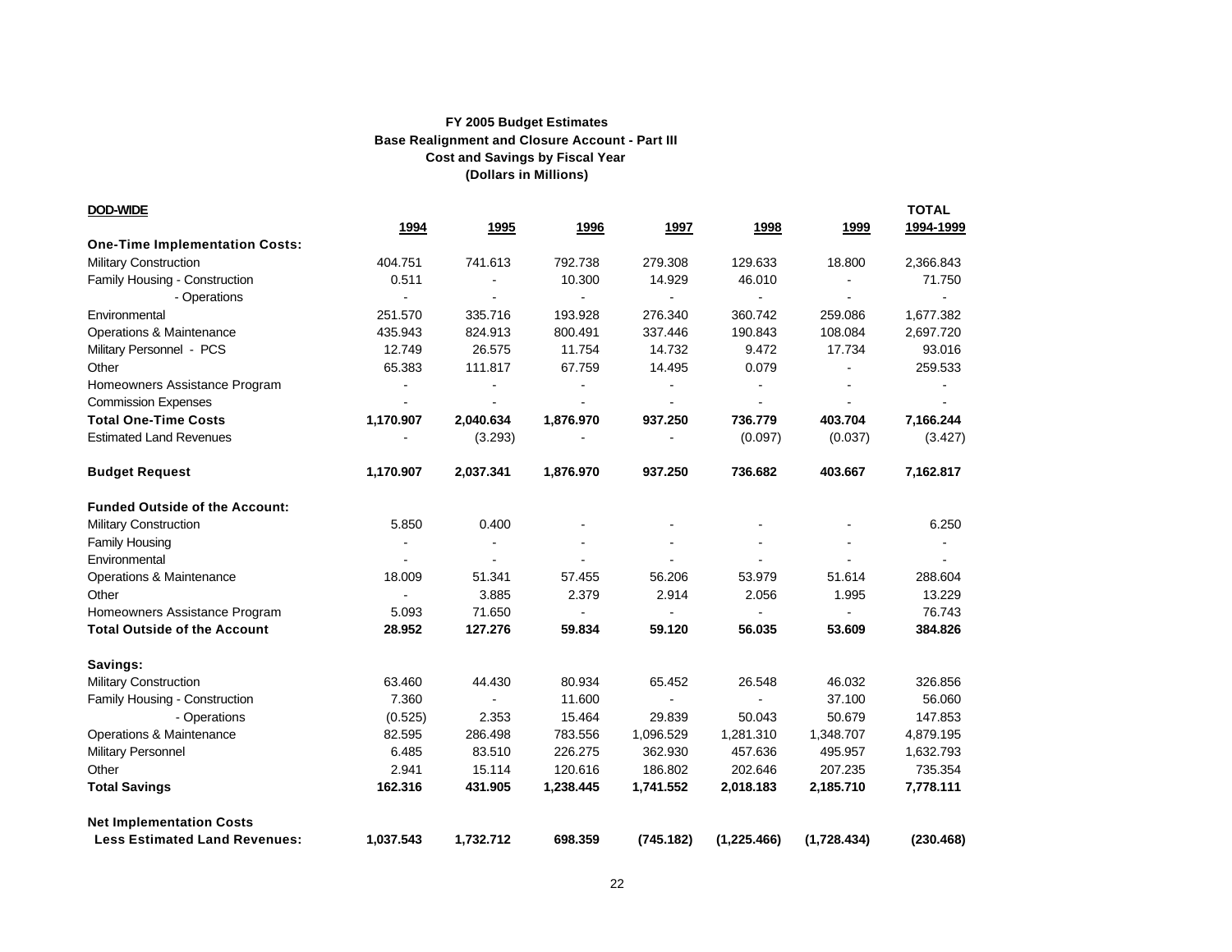**FY 2005 Budget Estimates**
**Base Realignment and Closure Account - Part III**
**Cost and Savings by Fiscal Year**
**(Dollars in Millions)**

| DOD-WIDE | 1994 | 1995 | 1996 | 1997 | 1998 | 1999 | TOTAL 1994-1999 |
|---|---|---|---|---|---|---|---|
| **One-Time Implementation Costs:** | | | | | | | |
| Military Construction | 404.751 | 741.613 | 792.738 | 279.308 | 129.633 | 18.800 | 2,366.843 |
| Family Housing - Construction | 0.511 | - | 10.300 | 14.929 | 46.010 | - | 71.750 |
| - Operations | - | - | - | - | - | - | - |
| Environmental | 251.570 | 335.716 | 193.928 | 276.340 | 360.742 | 259.086 | 1,677.382 |
| Operations & Maintenance | 435.943 | 824.913 | 800.491 | 337.446 | 190.843 | 108.084 | 2,697.720 |
| Military Personnel - PCS | 12.749 | 26.575 | 11.754 | 14.732 | 9.472 | 17.734 | 93.016 |
| Other | 65.383 | 111.817 | 67.759 | 14.495 | 0.079 | - | 259.533 |
| Homeowners Assistance Program | - | - | - | - | - | - | - |
| Commission Expenses | - | - | - | - | - | - | - |
| **Total One-Time Costs** | **1,170.907** | **2,040.634** | **1,876.970** | **937.250** | **736.779** | **403.704** | **7,166.244** |
| Estimated Land Revenues | - | (3.293) | - | - | (0.097) | (0.037) | (3.427) |
| **Budget Request** | **1,170.907** | **2,037.341** | **1,876.970** | **937.250** | **736.682** | **403.667** | **7,162.817** |
| **Funded Outside of the Account:** | | | | | | | |
| Military Construction | 5.850 | 0.400 | - | - | - | - | 6.250 |
| Family Housing | - | - | - | - | - | - | - |
| Environmental | - | - | - | - | - | - | - |
| Operations & Maintenance | 18.009 | 51.341 | 57.455 | 56.206 | 53.979 | 51.614 | 288.604 |
| Other | - | 3.885 | 2.379 | 2.914 | 2.056 | 1.995 | 13.229 |
| Homeowners Assistance Program | 5.093 | 71.650 | - | - | - | - | 76.743 |
| **Total Outside of the Account** | **28.952** | **127.276** | **59.834** | **59.120** | **56.035** | **53.609** | **384.826** |
| **Savings:** | | | | | | | |
| Military Construction | 63.460 | 44.430 | 80.934 | 65.452 | 26.548 | 46.032 | 326.856 |
| Family Housing - Construction | 7.360 | - | 11.600 | - | - | 37.100 | 56.060 |
| - Operations | (0.525) | 2.353 | 15.464 | 29.839 | 50.043 | 50.679 | 147.853 |
| Operations & Maintenance | 82.595 | 286.498 | 783.556 | 1,096.529 | 1,281.310 | 1,348.707 | 4,879.195 |
| Military Personnel | 6.485 | 83.510 | 226.275 | 362.930 | 457.636 | 495.957 | 1,632.793 |
| Other | 2.941 | 15.114 | 120.616 | 186.802 | 202.646 | 207.235 | 735.354 |
| **Total Savings** | **162.316** | **431.905** | **1,238.445** | **1,741.552** | **2,018.183** | **2,185.710** | **7,778.111** |
| **Net Implementation Costs Less Estimated Land Revenues:** | **1,037.543** | **1,732.712** | **698.359** | **(745.182)** | **(1,225.466)** | **(1,728.434)** | **(230.468)** |